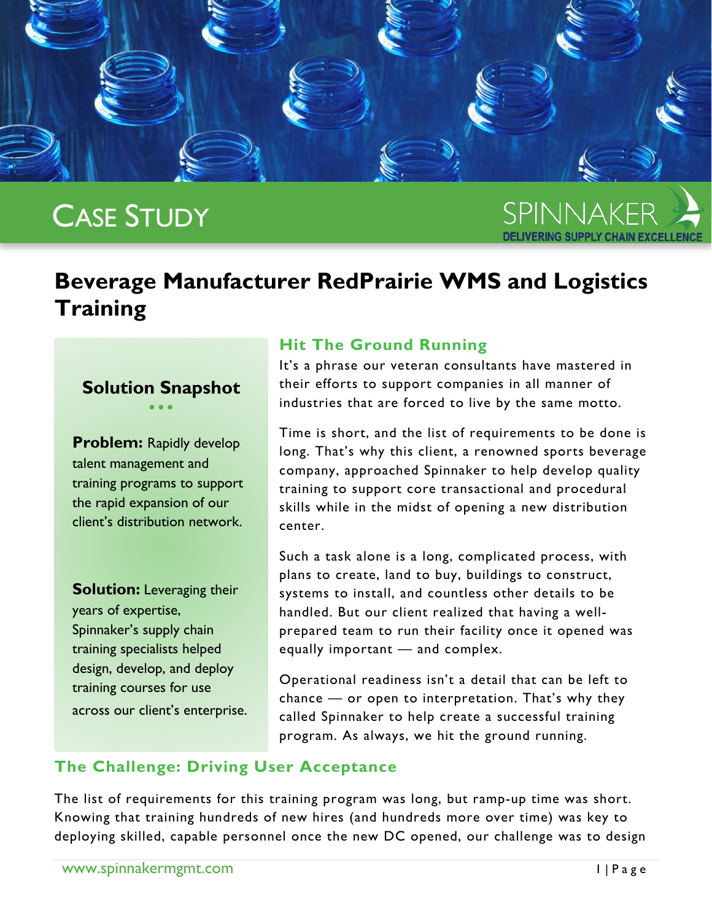CASE STUDY

SPINNAKER
DELIVERING SUPPLY CHAIN EXCELLENCE

# Beverage Manufacturer RedPrairie WMS and Logistics Training

### Solution Snapshot

**Problem:** Rapidly develop talent management and training programs to support the rapid expansion of our client's distribution network.

**Solution:** Leveraging their years of expertise, Spinnaker's supply chain training specialists helped design, develop, and deploy training courses for use across our client's enterprise.

## Hit The Ground Running

It's a phrase our veteran consultants have mastered in their efforts to support companies in all manner of industries that are forced to live by the same motto.

Time is short, and the list of requirements to be done is long. That's why this client, a renowned sports beverage company, approached Spinnaker to help develop quality training to support core transactional and procedural skills while in the midst of opening a new distribution center.

Such a task alone is a long, complicated process, with plans to create, land to buy, buildings to construct, systems to install, and countless other details to be handled. But our client realized that having a well-prepared team to run their facility once it opened was equally important — and complex.

Operational readiness isn't a detail that can be left to chance — or open to interpretation. That's why they called Spinnaker to help create a successful training program. As always, we hit the ground running.

## The Challenge: Driving User Acceptance

The list of requirements for this training program was long, but ramp-up time was short. Knowing that training hundreds of new hires (and hundreds more over time) was key to deploying skilled, capable personnel once the new DC opened, our challenge was to design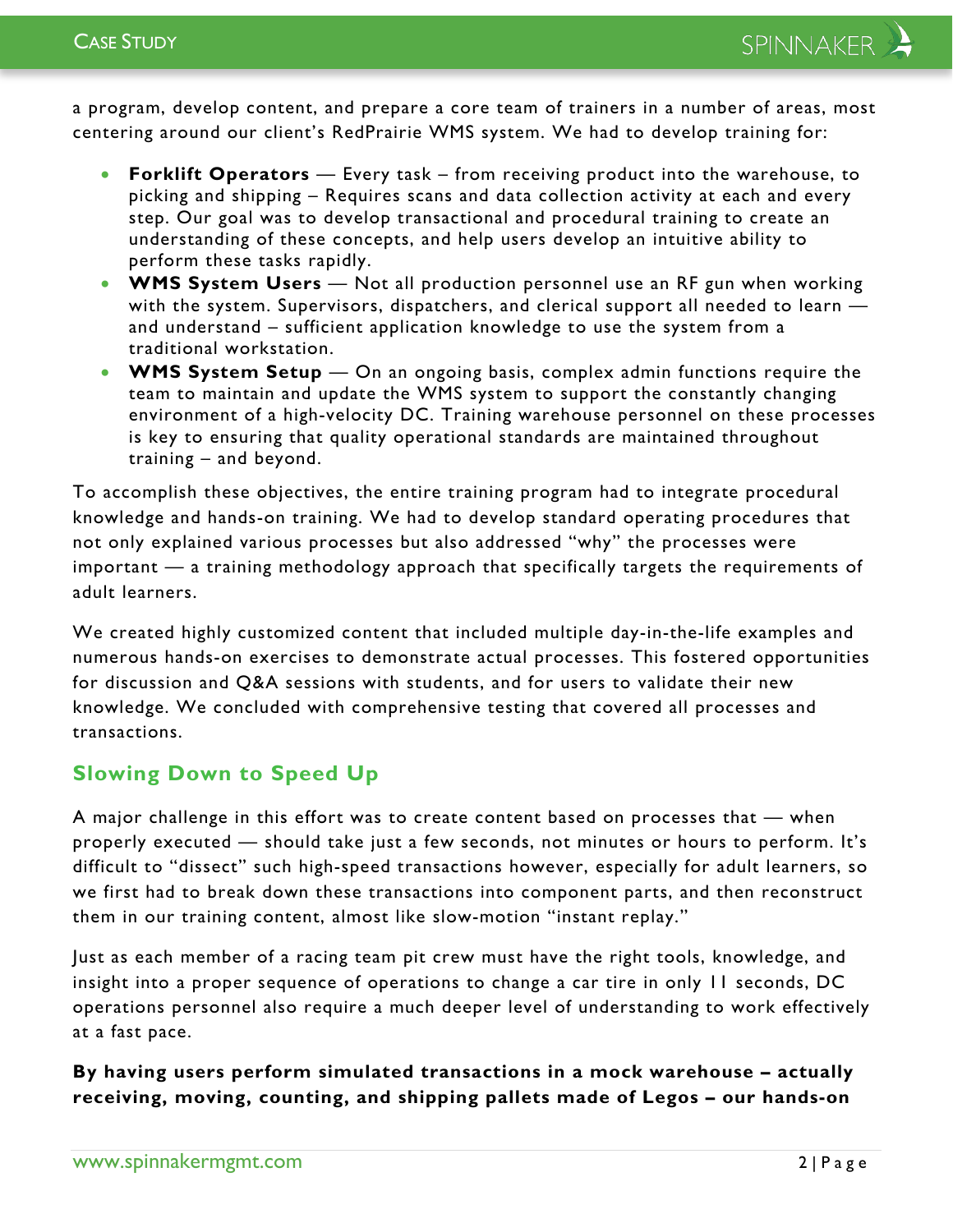a program, develop content, and prepare a core team of trainers in a number of areas, most centering around our client's RedPrairie WMS system. We had to develop training for:

- **Forklift Operators** — Every task – from receiving product into the warehouse, to picking and shipping – Requires scans and data collection activity at each and every step. Our goal was to develop transactional and procedural training to create an understanding of these concepts, and help users develop an intuitive ability to perform these tasks rapidly.
- **WMS System Users** — Not all production personnel use an RF gun when working with the system. Supervisors, dispatchers, and clerical support all needed to learn — and understand – sufficient application knowledge to use the system from a traditional workstation.
- **WMS System Setup** — On an ongoing basis, complex admin functions require the team to maintain and update the WMS system to support the constantly changing environment of a high-velocity DC. Training warehouse personnel on these processes is key to ensuring that quality operational standards are maintained throughout training – and beyond.

To accomplish these objectives, the entire training program had to integrate procedural knowledge and hands-on training. We had to develop standard operating procedures that not only explained various processes but also addressed "why" the processes were important — a training methodology approach that specifically targets the requirements of adult learners.

We created highly customized content that included multiple day-in-the-life examples and numerous hands-on exercises to demonstrate actual processes. This fostered opportunities for discussion and Q&A sessions with students, and for users to validate their new knowledge. We concluded with comprehensive testing that covered all processes and transactions.

## Slowing Down to Speed Up

A major challenge in this effort was to create content based on processes that — when properly executed — should take just a few seconds, not minutes or hours to perform. It's difficult to "dissect" such high-speed transactions however, especially for adult learners, so we first had to break down these transactions into component parts, and then reconstruct them in our training content, almost like slow-motion "instant replay."

Just as each member of a racing team pit crew must have the right tools, knowledge, and insight into a proper sequence of operations to change a car tire in only 11 seconds, DC operations personnel also require a much deeper level of understanding to work effectively at a fast pace.

**By having users perform simulated transactions in a mock warehouse – actually receiving, moving, counting, and shipping pallets made of Legos – our hands-on**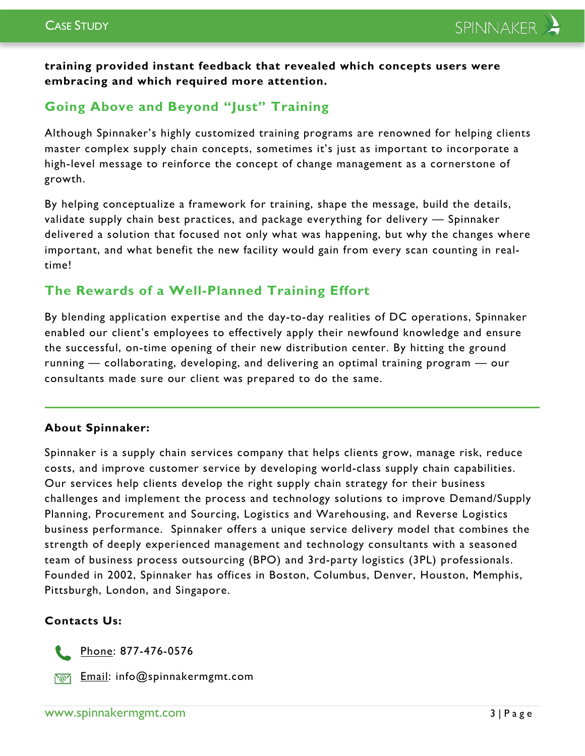**training provided instant feedback that revealed which concepts users were embracing and which required more attention.**

## Going Above and Beyond "Just" Training

Although Spinnaker's highly customized training programs are renowned for helping clients master complex supply chain concepts, sometimes it's just as important to incorporate a high-level message to reinforce the concept of change management as a cornerstone of growth.

By helping conceptualize a framework for training, shape the message, build the details, validate supply chain best practices, and package everything for delivery — Spinnaker delivered a solution that focused not only what was happening, but why the changes where important, and what benefit the new facility would gain from every scan counting in real-time!

## The Rewards of a Well-Planned Training Effort

By blending application expertise and the day-to-day realities of DC operations, Spinnaker enabled our client's employees to effectively apply their newfound knowledge and ensure the successful, on-time opening of their new distribution center. By hitting the ground running — collaborating, developing, and delivering an optimal training program — our consultants made sure our client was prepared to do the same.

---

**About Spinnaker:**

Spinnaker is a supply chain services company that helps clients grow, manage risk, reduce costs, and improve customer service by developing world-class supply chain capabilities. Our services help clients develop the right supply chain strategy for their business challenges and implement the process and technology solutions to improve Demand/Supply Planning, Procurement and Sourcing, Logistics and Warehousing, and Reverse Logistics business performance. Spinnaker offers a unique service delivery model that combines the strength of deeply experienced management and technology consultants with a seasoned team of business process outsourcing (BPO) and 3rd-party logistics (3PL) professionals. Founded in 2002, Spinnaker has offices in Boston, Columbus, Denver, Houston, Memphis, Pittsburgh, London, and Singapore.

**Contacts Us:**

Phone: 877-476-0576

Email: info@spinnakermgmt.com

www.spinnakermgmt.com